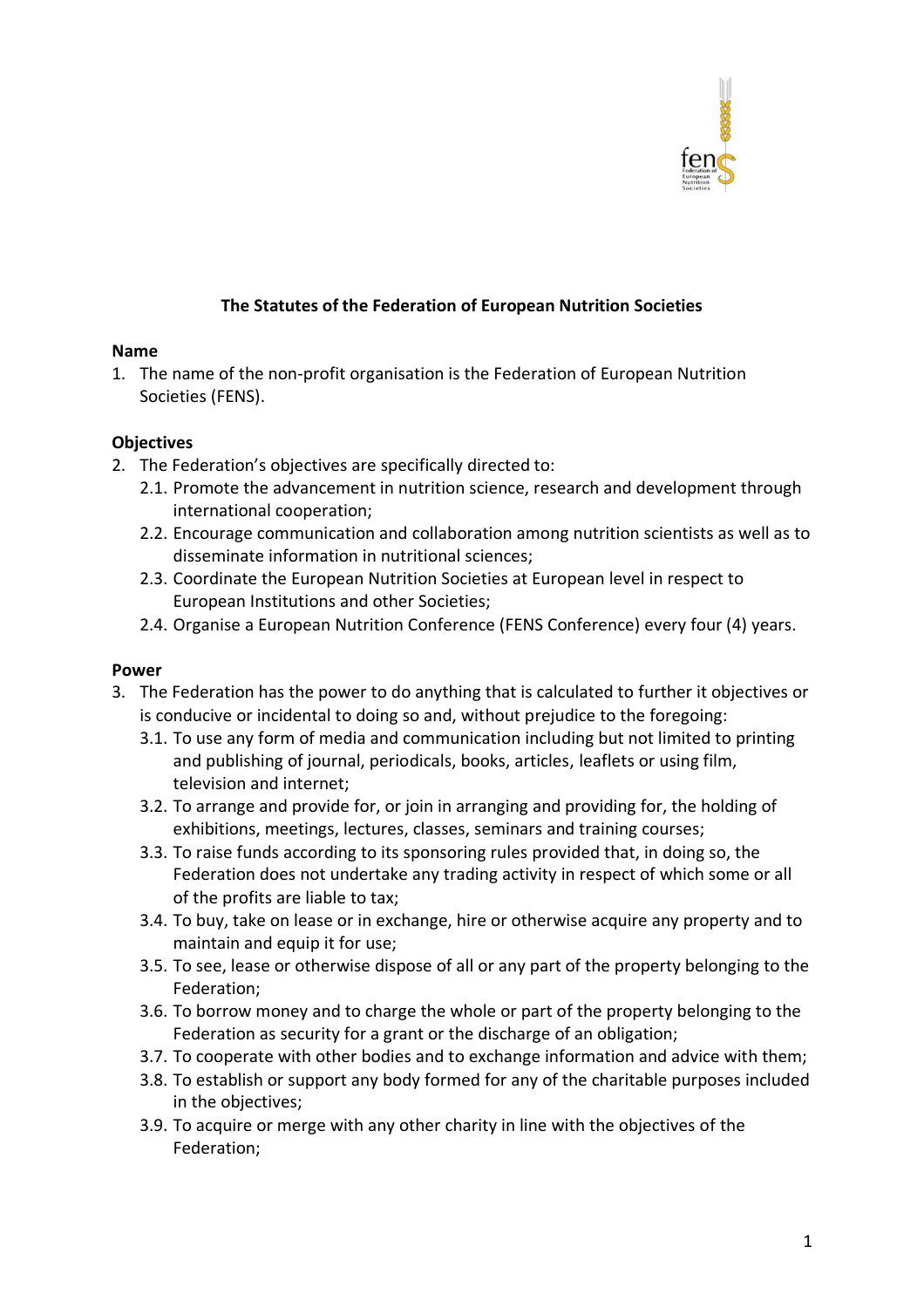# The Statutes of the Federation of European Nutrition Societies

**Name**

1. The name of the non-profit organisation is the Federation of European Nutrition Societies (FENS).

**Objectives**

2. The Federation's objectives are specifically directed to:
   2.1. Promote the advancement in nutrition science, research and development through international cooperation;
   2.2. Encourage communication and collaboration among nutrition scientists as well as to disseminate information in nutritional sciences;
   2.3. Coordinate the European Nutrition Societies at European level in respect to European Institutions and other Societies;
   2.4. Organise a European Nutrition Conference (FENS Conference) every four (4) years.

**Power**

3. The Federation has the power to do anything that is calculated to further it objectives or is conducive or incidental to doing so and, without prejudice to the foregoing:
   3.1. To use any form of media and communication including but not limited to printing and publishing of journal, periodicals, books, articles, leaflets or using film, television and internet;
   3.2. To arrange and provide for, or join in arranging and providing for, the holding of exhibitions, meetings, lectures, classes, seminars and training courses;
   3.3. To raise funds according to its sponsoring rules provided that, in doing so, the Federation does not undertake any trading activity in respect of which some or all of the profits are liable to tax;
   3.4. To buy, take on lease or in exchange, hire or otherwise acquire any property and to maintain and equip it for use;
   3.5. To see, lease or otherwise dispose of all or any part of the property belonging to the Federation;
   3.6. To borrow money and to charge the whole or part of the property belonging to the Federation as security for a grant or the discharge of an obligation;
   3.7. To cooperate with other bodies and to exchange information and advice with them;
   3.8. To establish or support any body formed for any of the charitable purposes included in the objectives;
   3.9. To acquire or merge with any other charity in line with the objectives of the Federation;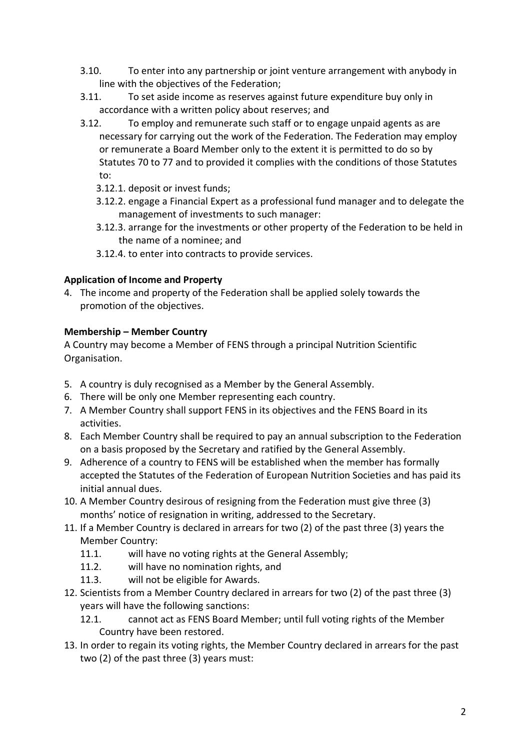3.10. To enter into any partnership or joint venture arrangement with anybody in line with the objectives of the Federation;

3.11. To set aside income as reserves against future expenditure buy only in accordance with a written policy about reserves; and

3.12. To employ and remunerate such staff or to engage unpaid agents as are necessary for carrying out the work of the Federation. The Federation may employ or remunerate a Board Member only to the extent it is permitted to do so by Statutes 70 to 77 and to provided it complies with the conditions of those Statutes to:

- 3.12.1. deposit or invest funds;
- 3.12.2. engage a Financial Expert as a professional fund manager and to delegate the management of investments to such manager:
- 3.12.3. arrange for the investments or other property of the Federation to be held in the name of a nominee; and
- 3.12.4. to enter into contracts to provide services.

**Application of Income and Property**

4. The income and property of the Federation shall be applied solely towards the promotion of the objectives.

**Membership – Member Country**

A Country may become a Member of FENS through a principal Nutrition Scientific Organisation.

5. A country is duly recognised as a Member by the General Assembly.
6. There will be only one Member representing each country.
7. A Member Country shall support FENS in its objectives and the FENS Board in its activities.
8. Each Member Country shall be required to pay an annual subscription to the Federation on a basis proposed by the Secretary and ratified by the General Assembly.
9. Adherence of a country to FENS will be established when the member has formally accepted the Statutes of the Federation of European Nutrition Societies and has paid its initial annual dues.
10. A Member Country desirous of resigning from the Federation must give three (3) months' notice of resignation in writing, addressed to the Secretary.
11. If a Member Country is declared in arrears for two (2) of the past three (3) years the Member Country:
    - 11.1. will have no voting rights at the General Assembly;
    - 11.2. will have no nomination rights, and
    - 11.3. will not be eligible for Awards.
12. Scientists from a Member Country declared in arrears for two (2) of the past three (3) years will have the following sanctions:
    - 12.1. cannot act as FENS Board Member; until full voting rights of the Member Country have been restored.
13. In order to regain its voting rights, the Member Country declared in arrears for the past two (2) of the past three (3) years must: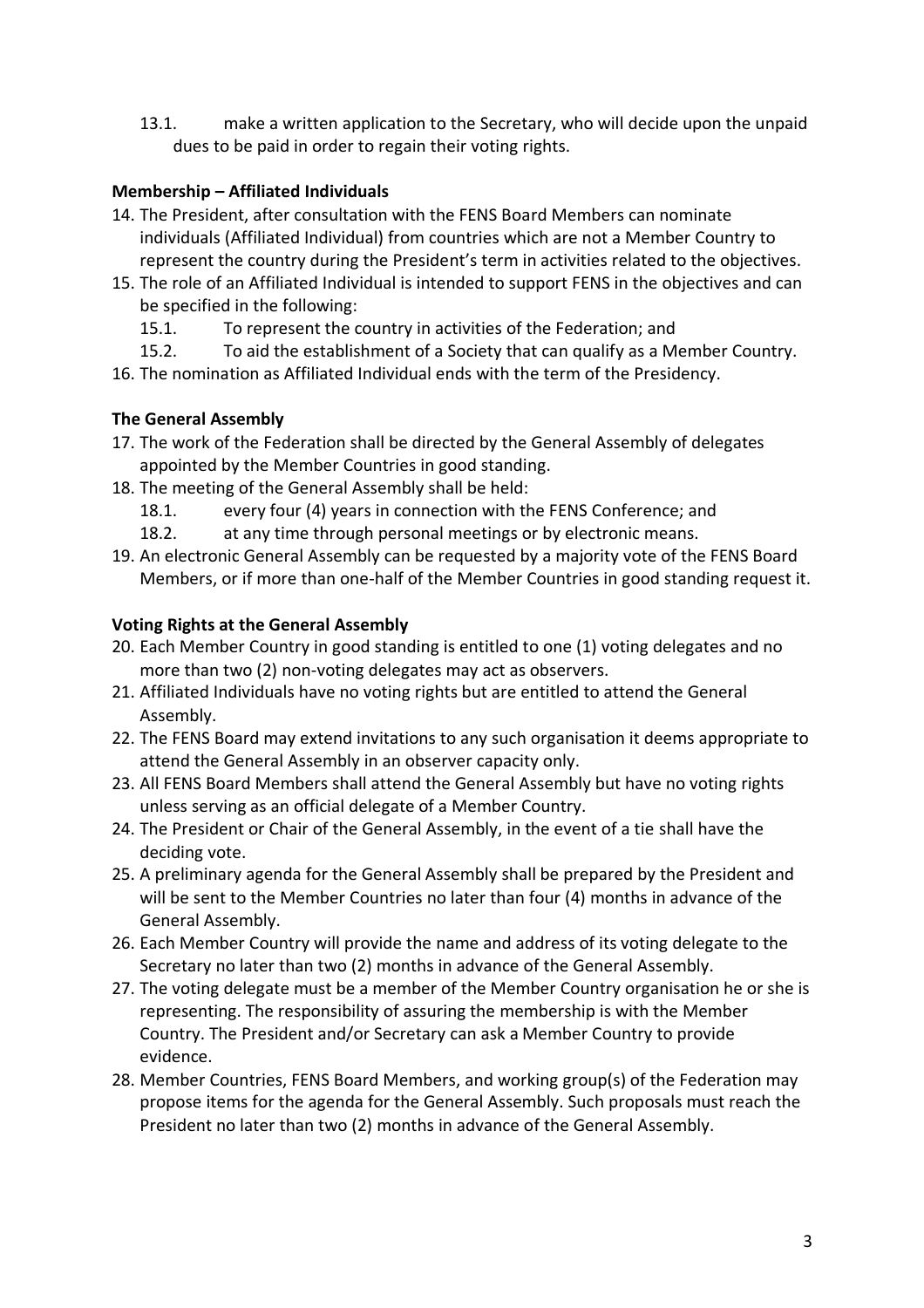13.1. make a written application to the Secretary, who will decide upon the unpaid dues to be paid in order to regain their voting rights.

**Membership – Affiliated Individuals**

14. The President, after consultation with the FENS Board Members can nominate individuals (Affiliated Individual) from countries which are not a Member Country to represent the country during the President's term in activities related to the objectives.
15. The role of an Affiliated Individual is intended to support FENS in the objectives and can be specified in the following:
    15.1. To represent the country in activities of the Federation; and
    15.2. To aid the establishment of a Society that can qualify as a Member Country.
16. The nomination as Affiliated Individual ends with the term of the Presidency.

**The General Assembly**

17. The work of the Federation shall be directed by the General Assembly of delegates appointed by the Member Countries in good standing.
18. The meeting of the General Assembly shall be held:
    18.1. every four (4) years in connection with the FENS Conference; and
    18.2. at any time through personal meetings or by electronic means.
19. An electronic General Assembly can be requested by a majority vote of the FENS Board Members, or if more than one-half of the Member Countries in good standing request it.

**Voting Rights at the General Assembly**

20. Each Member Country in good standing is entitled to one (1) voting delegates and no more than two (2) non-voting delegates may act as observers.
21. Affiliated Individuals have no voting rights but are entitled to attend the General Assembly.
22. The FENS Board may extend invitations to any such organisation it deems appropriate to attend the General Assembly in an observer capacity only.
23. All FENS Board Members shall attend the General Assembly but have no voting rights unless serving as an official delegate of a Member Country.
24. The President or Chair of the General Assembly, in the event of a tie shall have the deciding vote.
25. A preliminary agenda for the General Assembly shall be prepared by the President and will be sent to the Member Countries no later than four (4) months in advance of the General Assembly.
26. Each Member Country will provide the name and address of its voting delegate to the Secretary no later than two (2) months in advance of the General Assembly.
27. The voting delegate must be a member of the Member Country organisation he or she is representing. The responsibility of assuring the membership is with the Member Country. The President and/or Secretary can ask a Member Country to provide evidence.
28. Member Countries, FENS Board Members, and working group(s) of the Federation may propose items for the agenda for the General Assembly. Such proposals must reach the President no later than two (2) months in advance of the General Assembly.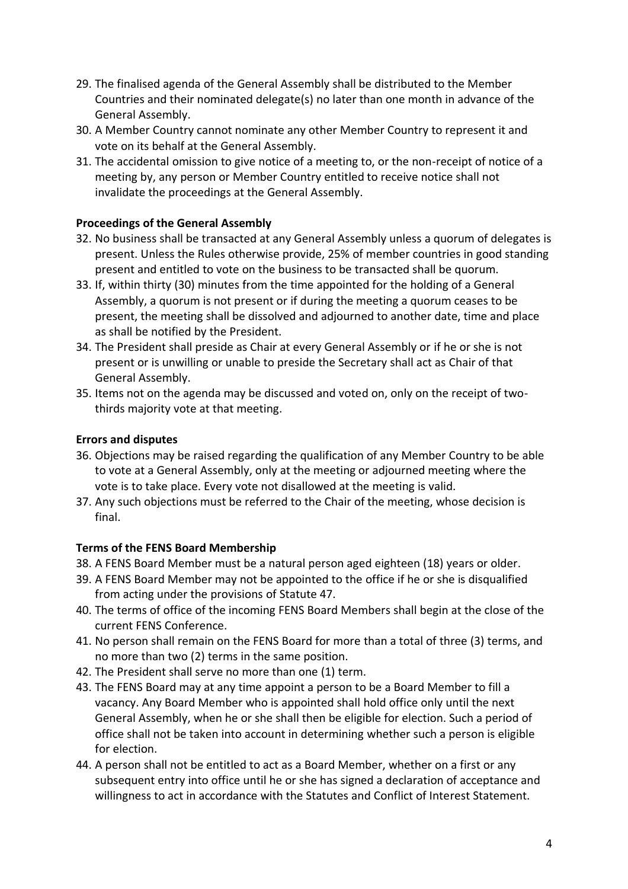29. The finalised agenda of the General Assembly shall be distributed to the Member Countries and their nominated delegate(s) no later than one month in advance of the General Assembly.
30. A Member Country cannot nominate any other Member Country to represent it and vote on its behalf at the General Assembly.
31. The accidental omission to give notice of a meeting to, or the non-receipt of notice of a meeting by, any person or Member Country entitled to receive notice shall not invalidate the proceedings at the General Assembly.

**Proceedings of the General Assembly**

32. No business shall be transacted at any General Assembly unless a quorum of delegates is present. Unless the Rules otherwise provide, 25% of member countries in good standing present and entitled to vote on the business to be transacted shall be quorum.
33. If, within thirty (30) minutes from the time appointed for the holding of a General Assembly, a quorum is not present or if during the meeting a quorum ceases to be present, the meeting shall be dissolved and adjourned to another date, time and place as shall be notified by the President.
34. The President shall preside as Chair at every General Assembly or if he or she is not present or is unwilling or unable to preside the Secretary shall act as Chair of that General Assembly.
35. Items not on the agenda may be discussed and voted on, only on the receipt of two-thirds majority vote at that meeting.

**Errors and disputes**

36. Objections may be raised regarding the qualification of any Member Country to be able to vote at a General Assembly, only at the meeting or adjourned meeting where the vote is to take place. Every vote not disallowed at the meeting is valid.
37. Any such objections must be referred to the Chair of the meeting, whose decision is final.

**Terms of the FENS Board Membership**

38. A FENS Board Member must be a natural person aged eighteen (18) years or older.
39. A FENS Board Member may not be appointed to the office if he or she is disqualified from acting under the provisions of Statute 47.
40. The terms of office of the incoming FENS Board Members shall begin at the close of the current FENS Conference.
41. No person shall remain on the FENS Board for more than a total of three (3) terms, and no more than two (2) terms in the same position.
42. The President shall serve no more than one (1) term.
43. The FENS Board may at any time appoint a person to be a Board Member to fill a vacancy. Any Board Member who is appointed shall hold office only until the next General Assembly, when he or she shall then be eligible for election. Such a period of office shall not be taken into account in determining whether such a person is eligible for election.
44. A person shall not be entitled to act as a Board Member, whether on a first or any subsequent entry into office until he or she has signed a declaration of acceptance and willingness to act in accordance with the Statutes and Conflict of Interest Statement.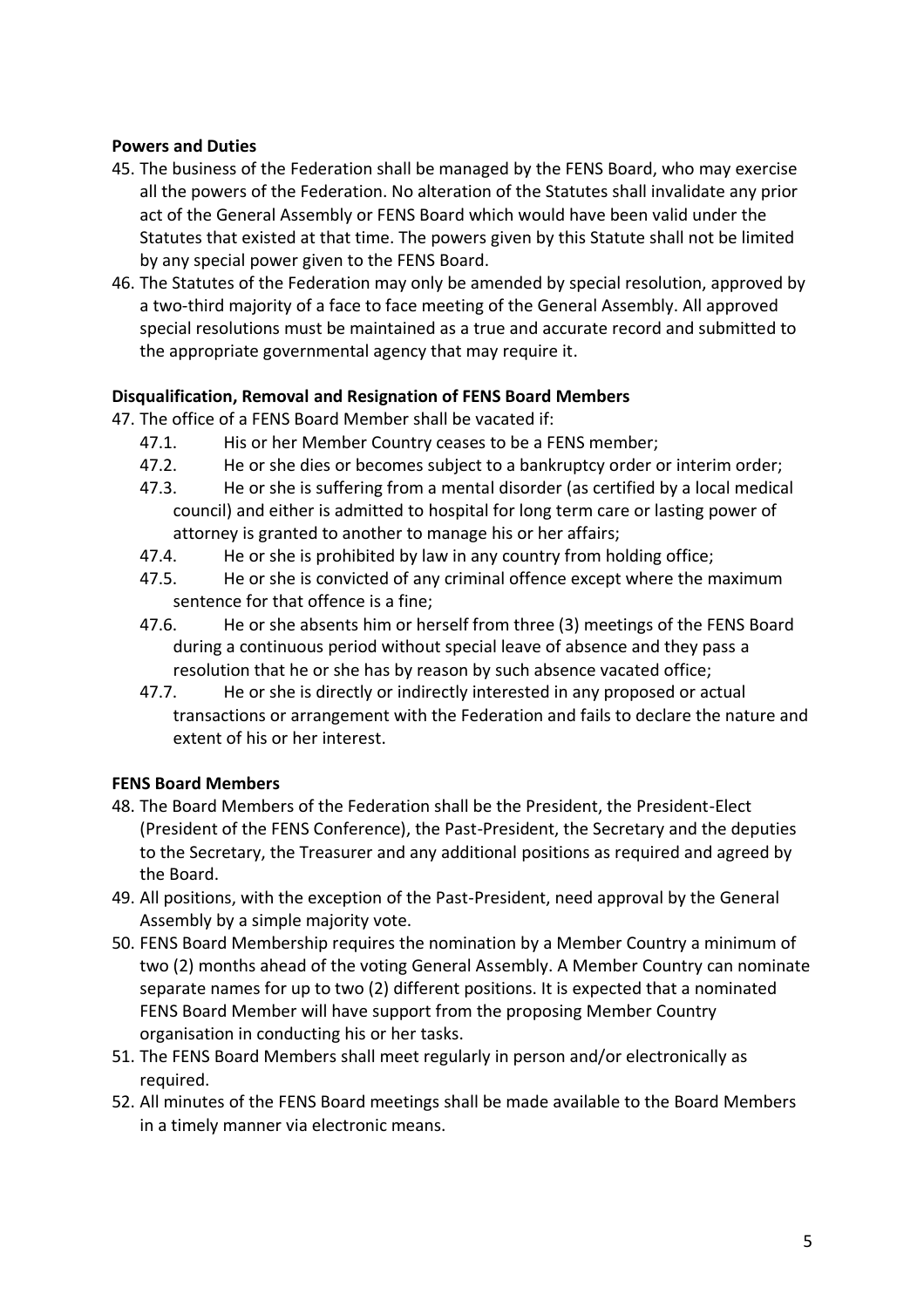**Powers and Duties**

45. The business of the Federation shall be managed by the FENS Board, who may exercise all the powers of the Federation. No alteration of the Statutes shall invalidate any prior act of the General Assembly or FENS Board which would have been valid under the Statutes that existed at that time. The powers given by this Statute shall not be limited by any special power given to the FENS Board.
46. The Statutes of the Federation may only be amended by special resolution, approved by a two-third majority of a face to face meeting of the General Assembly. All approved special resolutions must be maintained as a true and accurate record and submitted to the appropriate governmental agency that may require it.

**Disqualification, Removal and Resignation of FENS Board Members**

47. The office of a FENS Board Member shall be vacated if:
    - 47.1. His or her Member Country ceases to be a FENS member;
    - 47.2. He or she dies or becomes subject to a bankruptcy order or interim order;
    - 47.3. He or she is suffering from a mental disorder (as certified by a local medical council) and either is admitted to hospital for long term care or lasting power of attorney is granted to another to manage his or her affairs;
    - 47.4. He or she is prohibited by law in any country from holding office;
    - 47.5. He or she is convicted of any criminal offence except where the maximum sentence for that offence is a fine;
    - 47.6. He or she absents him or herself from three (3) meetings of the FENS Board during a continuous period without special leave of absence and they pass a resolution that he or she has by reason by such absence vacated office;
    - 47.7. He or she is directly or indirectly interested in any proposed or actual transactions or arrangement with the Federation and fails to declare the nature and extent of his or her interest.

**FENS Board Members**

48. The Board Members of the Federation shall be the President, the President-Elect (President of the FENS Conference), the Past-President, the Secretary and the deputies to the Secretary, the Treasurer and any additional positions as required and agreed by the Board.
49. All positions, with the exception of the Past-President, need approval by the General Assembly by a simple majority vote.
50. FENS Board Membership requires the nomination by a Member Country a minimum of two (2) months ahead of the voting General Assembly. A Member Country can nominate separate names for up to two (2) different positions. It is expected that a nominated FENS Board Member will have support from the proposing Member Country organisation in conducting his or her tasks.
51. The FENS Board Members shall meet regularly in person and/or electronically as required.
52. All minutes of the FENS Board meetings shall be made available to the Board Members in a timely manner via electronic means.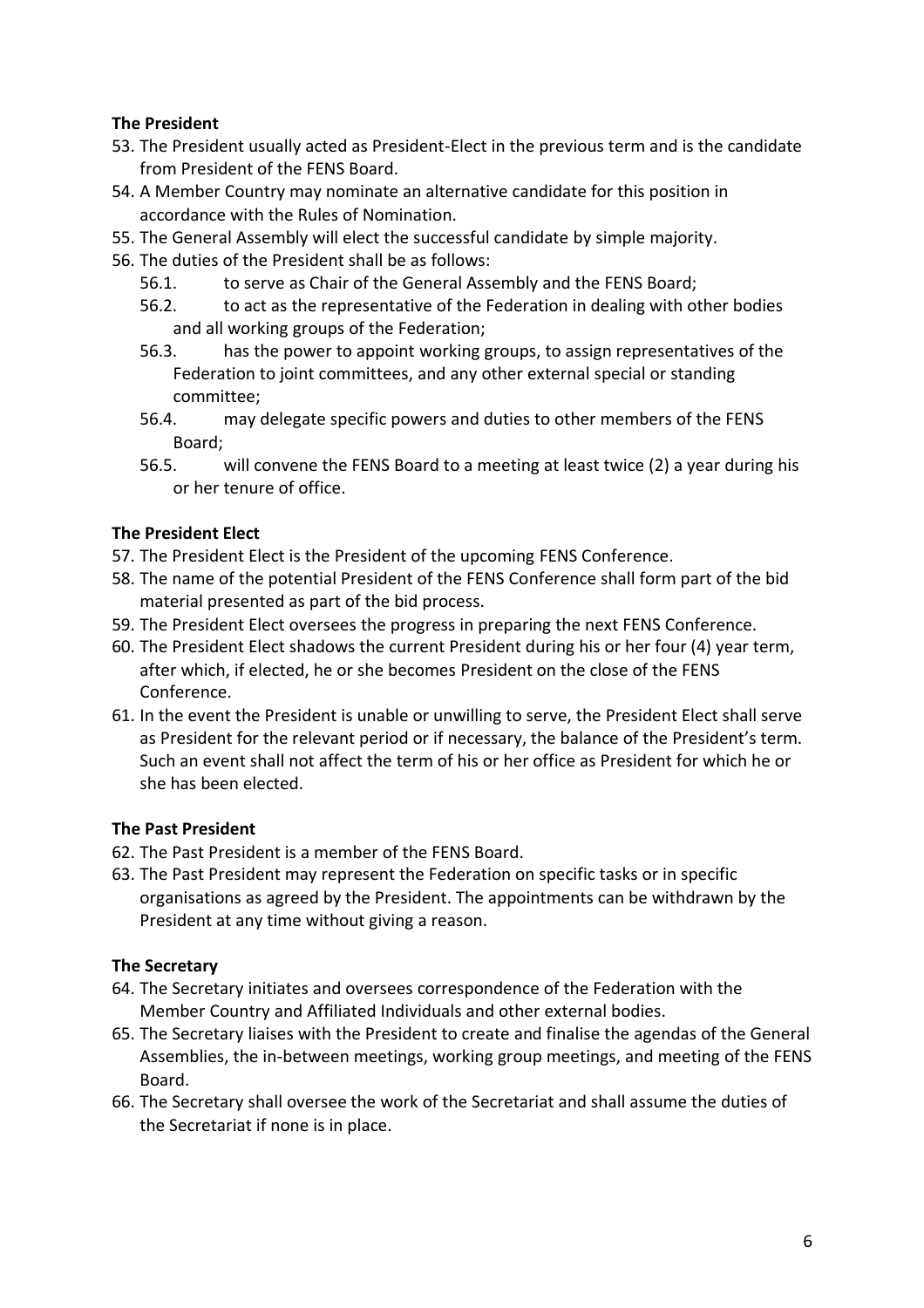**The President**

53. The President usually acted as President-Elect in the previous term and is the candidate from President of the FENS Board.
54. A Member Country may nominate an alternative candidate for this position in accordance with the Rules of Nomination.
55. The General Assembly will elect the successful candidate by simple majority.
56. The duties of the President shall be as follows:
    56.1. to serve as Chair of the General Assembly and the FENS Board;
    56.2. to act as the representative of the Federation in dealing with other bodies and all working groups of the Federation;
    56.3. has the power to appoint working groups, to assign representatives of the Federation to joint committees, and any other external special or standing committee;
    56.4. may delegate specific powers and duties to other members of the FENS Board;
    56.5. will convene the FENS Board to a meeting at least twice (2) a year during his or her tenure of office.

**The President Elect**

57. The President Elect is the President of the upcoming FENS Conference.
58. The name of the potential President of the FENS Conference shall form part of the bid material presented as part of the bid process.
59. The President Elect oversees the progress in preparing the next FENS Conference.
60. The President Elect shadows the current President during his or her four (4) year term, after which, if elected, he or she becomes President on the close of the FENS Conference.
61. In the event the President is unable or unwilling to serve, the President Elect shall serve as President for the relevant period or if necessary, the balance of the President's term. Such an event shall not affect the term of his or her office as President for which he or she has been elected.

**The Past President**

62. The Past President is a member of the FENS Board.
63. The Past President may represent the Federation on specific tasks or in specific organisations as agreed by the President. The appointments can be withdrawn by the President at any time without giving a reason.

**The Secretary**

64. The Secretary initiates and oversees correspondence of the Federation with the Member Country and Affiliated Individuals and other external bodies.
65. The Secretary liaises with the President to create and finalise the agendas of the General Assemblies, the in-between meetings, working group meetings, and meeting of the FENS Board.
66. The Secretary shall oversee the work of the Secretariat and shall assume the duties of the Secretariat if none is in place.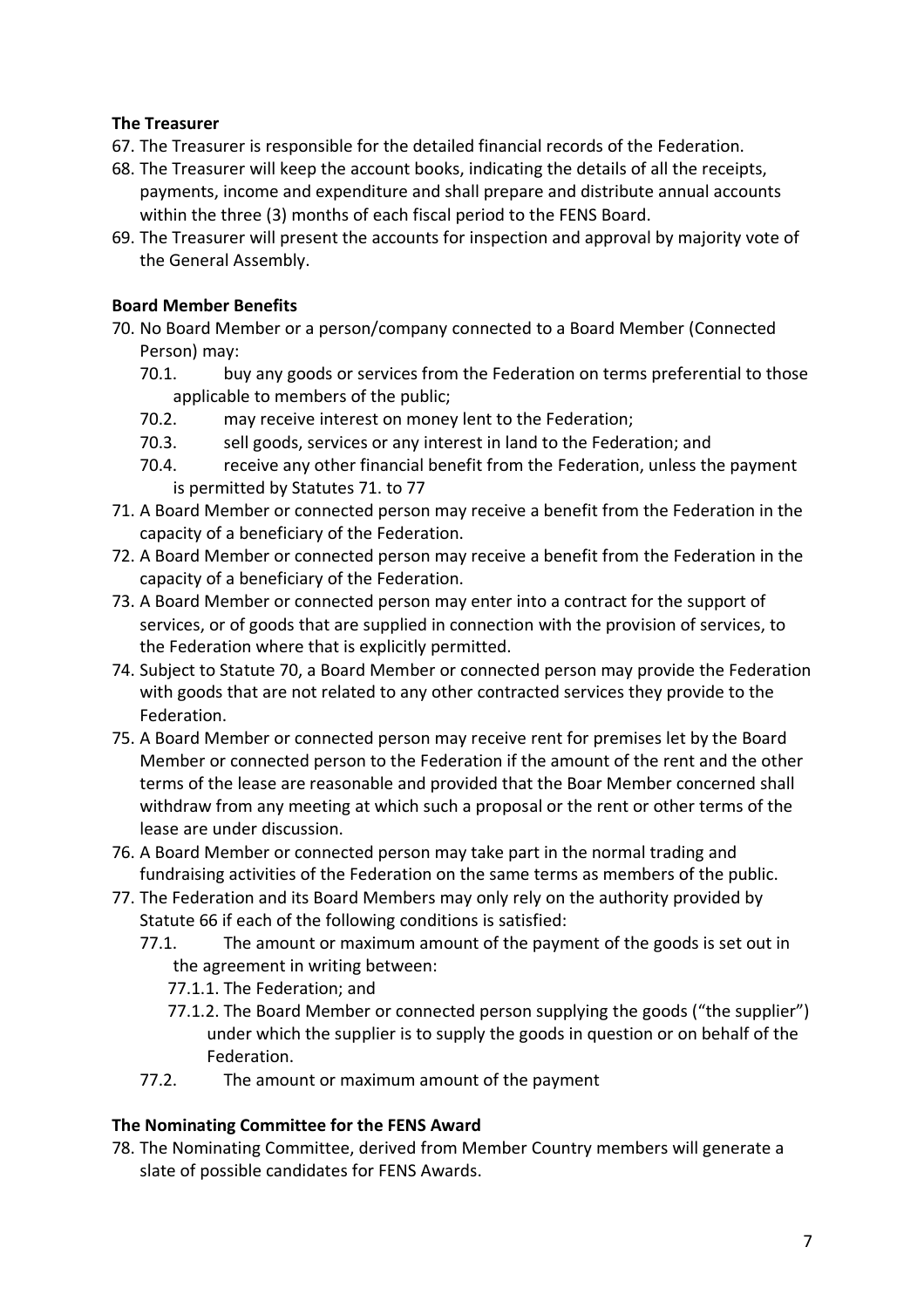**The Treasurer**

67. The Treasurer is responsible for the detailed financial records of the Federation.
68. The Treasurer will keep the account books, indicating the details of all the receipts, payments, income and expenditure and shall prepare and distribute annual accounts within the three (3) months of each fiscal period to the FENS Board.
69. The Treasurer will present the accounts for inspection and approval by majority vote of the General Assembly.

**Board Member Benefits**

70. No Board Member or a person/company connected to a Board Member (Connected Person) may:
    - 70.1. buy any goods or services from the Federation on terms preferential to those applicable to members of the public;
    - 70.2. may receive interest on money lent to the Federation;
    - 70.3. sell goods, services or any interest in land to the Federation; and
    - 70.4. receive any other financial benefit from the Federation, unless the payment is permitted by Statutes 71. to 77
71. A Board Member or connected person may receive a benefit from the Federation in the capacity of a beneficiary of the Federation.
72. A Board Member or connected person may receive a benefit from the Federation in the capacity of a beneficiary of the Federation.
73. A Board Member or connected person may enter into a contract for the support of services, or of goods that are supplied in connection with the provision of services, to the Federation where that is explicitly permitted.
74. Subject to Statute 70, a Board Member or connected person may provide the Federation with goods that are not related to any other contracted services they provide to the Federation.
75. A Board Member or connected person may receive rent for premises let by the Board Member or connected person to the Federation if the amount of the rent and the other terms of the lease are reasonable and provided that the Boar Member concerned shall withdraw from any meeting at which such a proposal or the rent or other terms of the lease are under discussion.
76. A Board Member or connected person may take part in the normal trading and fundraising activities of the Federation on the same terms as members of the public.
77. The Federation and its Board Members may only rely on the authority provided by Statute 66 if each of the following conditions is satisfied:
    - 77.1. The amount or maximum amount of the payment of the goods is set out in the agreement in writing between:
        - 77.1.1. The Federation; and
        - 77.1.2. The Board Member or connected person supplying the goods ("the supplier") under which the supplier is to supply the goods in question or on behalf of the Federation.
    - 77.2. The amount or maximum amount of the payment

**The Nominating Committee for the FENS Award**

78. The Nominating Committee, derived from Member Country members will generate a slate of possible candidates for FENS Awards.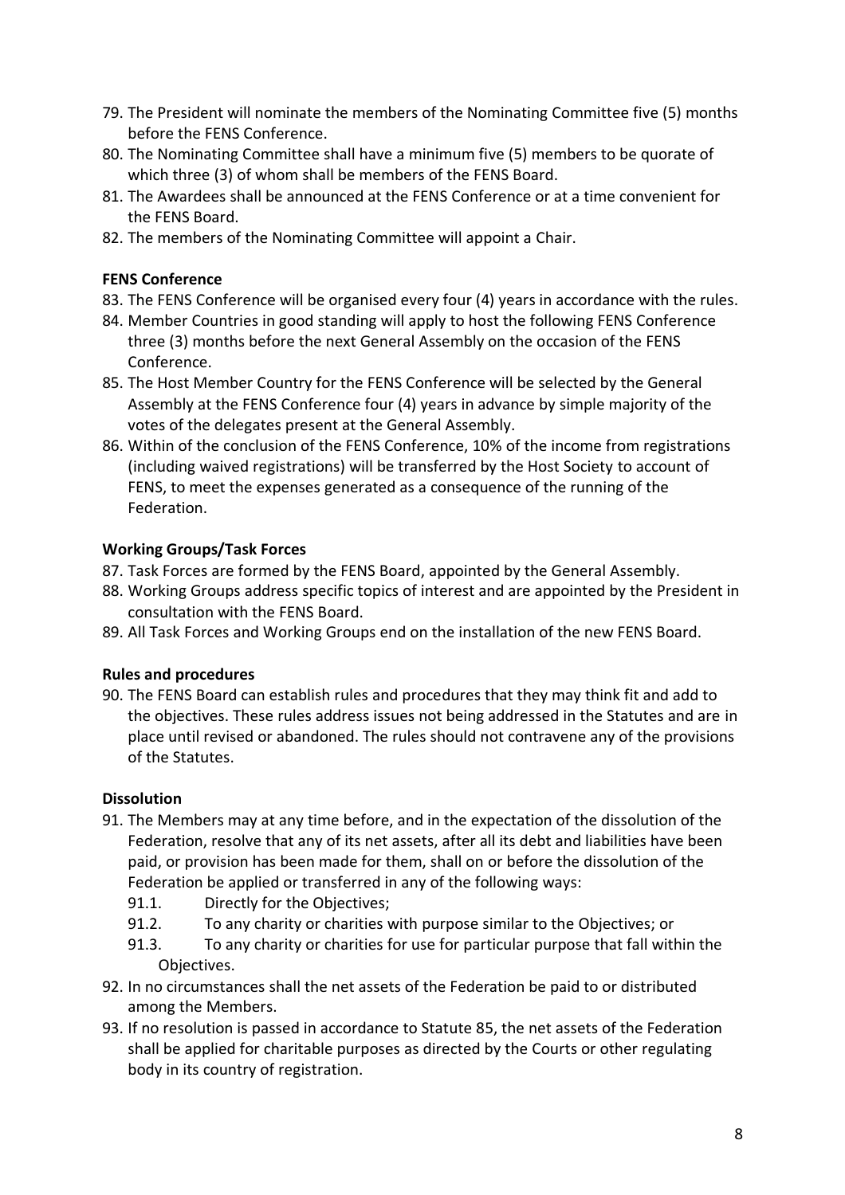79. The President will nominate the members of the Nominating Committee five (5) months before the FENS Conference.
80. The Nominating Committee shall have a minimum five (5) members to be quorate of which three (3) of whom shall be members of the FENS Board.
81. The Awardees shall be announced at the FENS Conference or at a time convenient for the FENS Board.
82. The members of the Nominating Committee will appoint a Chair.

**FENS Conference**

83. The FENS Conference will be organised every four (4) years in accordance with the rules.
84. Member Countries in good standing will apply to host the following FENS Conference three (3) months before the next General Assembly on the occasion of the FENS Conference.
85. The Host Member Country for the FENS Conference will be selected by the General Assembly at the FENS Conference four (4) years in advance by simple majority of the votes of the delegates present at the General Assembly.
86. Within of the conclusion of the FENS Conference, 10% of the income from registrations (including waived registrations) will be transferred by the Host Society to account of FENS, to meet the expenses generated as a consequence of the running of the Federation.

**Working Groups/Task Forces**

87. Task Forces are formed by the FENS Board, appointed by the General Assembly.
88. Working Groups address specific topics of interest and are appointed by the President in consultation with the FENS Board.
89. All Task Forces and Working Groups end on the installation of the new FENS Board.

**Rules and procedures**

90. The FENS Board can establish rules and procedures that they may think fit and add to the objectives. These rules address issues not being addressed in the Statutes and are in place until revised or abandoned. The rules should not contravene any of the provisions of the Statutes.

**Dissolution**

91. The Members may at any time before, and in the expectation of the dissolution of the Federation, resolve that any of its net assets, after all its debt and liabilities have been paid, or provision has been made for them, shall on or before the dissolution of the Federation be applied or transferred in any of the following ways:
    91.1. Directly for the Objectives;
    91.2. To any charity or charities with purpose similar to the Objectives; or
    91.3. To any charity or charities for use for particular purpose that fall within the Objectives.
92. In no circumstances shall the net assets of the Federation be paid to or distributed among the Members.
93. If no resolution is passed in accordance to Statute 85, the net assets of the Federation shall be applied for charitable purposes as directed by the Courts or other regulating body in its country of registration.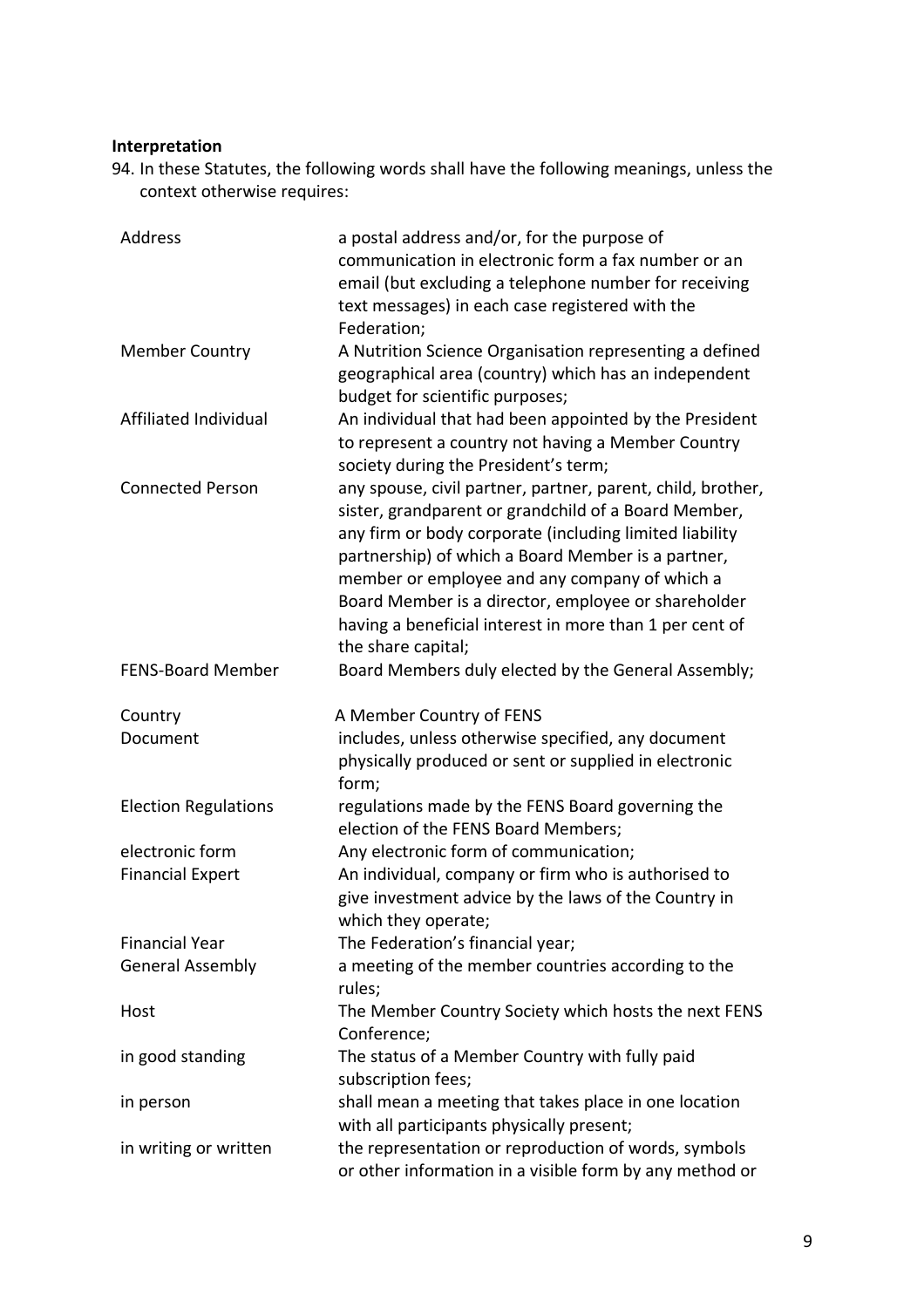**Interpretation**

94. In these Statutes, the following words shall have the following meanings, unless the context otherwise requires:

| | |
|---|---|
| Address | a postal address and/or, for the purpose of communication in electronic form a fax number or an email (but excluding a telephone number for receiving text messages) in each case registered with the Federation; |
| Member Country | A Nutrition Science Organisation representing a defined geographical area (country) which has an independent budget for scientific purposes; |
| Affiliated Individual | An individual that had been appointed by the President to represent a country not having a Member Country society during the President's term; |
| Connected Person | any spouse, civil partner, partner, parent, child, brother, sister, grandparent or grandchild of a Board Member, any firm or body corporate (including limited liability partnership) of which a Board Member is a partner, member or employee and any company of which a Board Member is a director, employee or shareholder having a beneficial interest in more than 1 per cent of the share capital; |
| FENS-Board Member | Board Members duly elected by the General Assembly; |
| Country | A Member Country of FENS |
| Document | includes, unless otherwise specified, any document physically produced or sent or supplied in electronic form; |
| Election Regulations | regulations made by the FENS Board governing the election of the FENS Board Members; |
| electronic form | Any electronic form of communication; |
| Financial Expert | An individual, company or firm who is authorised to give investment advice by the laws of the Country in which they operate; |
| Financial Year | The Federation's financial year; |
| General Assembly | a meeting of the member countries according to the rules; |
| Host | The Member Country Society which hosts the next FENS Conference; |
| in good standing | The status of a Member Country with fully paid subscription fees; |
| in person | shall mean a meeting that takes place in one location with all participants physically present; |
| in writing or written | the representation or reproduction of words, symbols or other information in a visible form by any method or |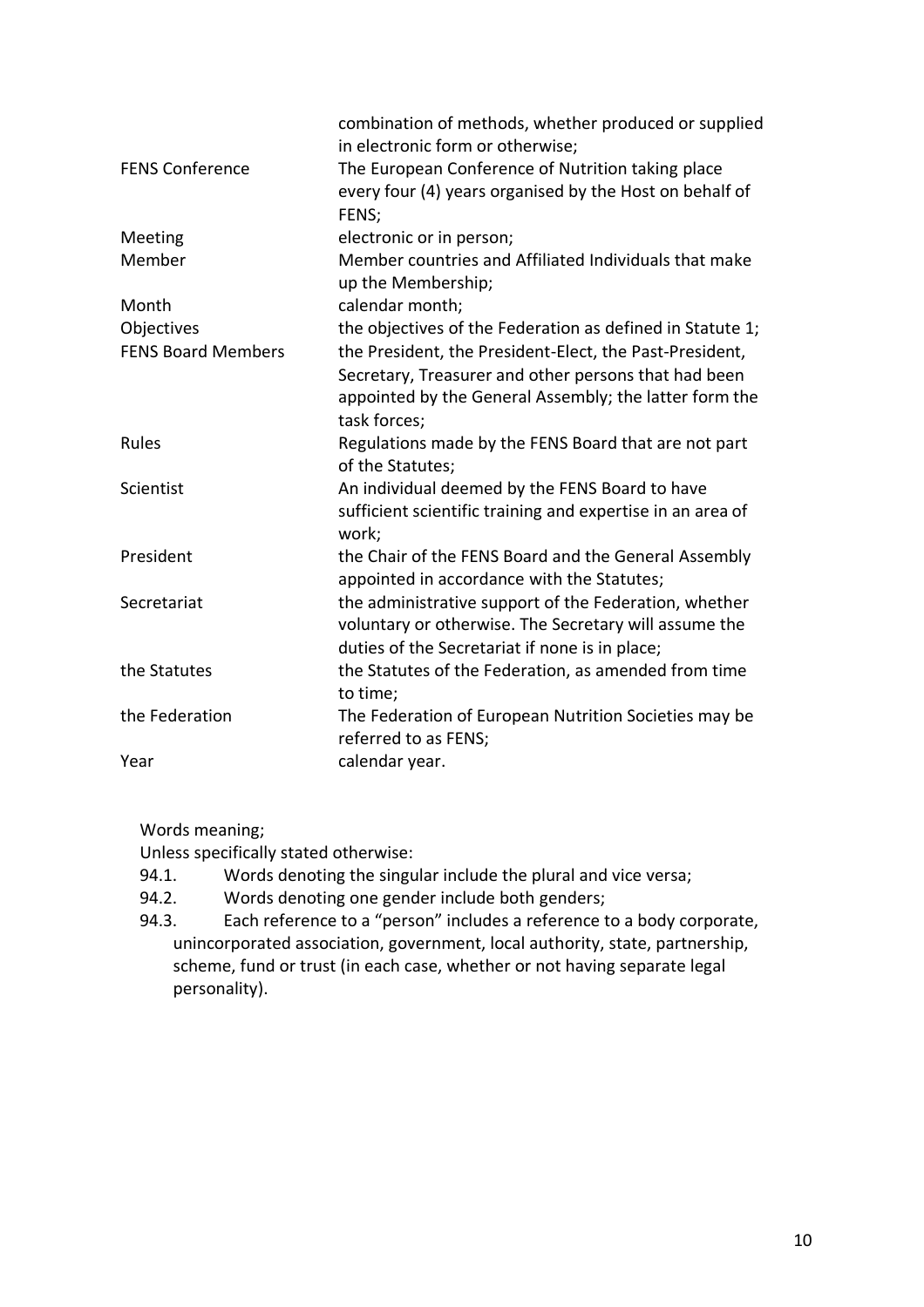| | |
|---|---|
| | combination of methods, whether produced or supplied in electronic form or otherwise; |
| FENS Conference | The European Conference of Nutrition taking place every four (4) years organised by the Host on behalf of FENS; |
| Meeting | electronic or in person; |
| Member | Member countries and Affiliated Individuals that make up the Membership; |
| Month | calendar month; |
| Objectives | the objectives of the Federation as defined in Statute 1; |
| FENS Board Members | the President, the President-Elect, the Past-President, Secretary, Treasurer and other persons that had been appointed by the General Assembly; the latter form the task forces; |
| Rules | Regulations made by the FENS Board that are not part of the Statutes; |
| Scientist | An individual deemed by the FENS Board to have sufficient scientific training and expertise in an area of work; |
| President | the Chair of the FENS Board and the General Assembly appointed in accordance with the Statutes; |
| Secretariat | the administrative support of the Federation, whether voluntary or otherwise. The Secretary will assume the duties of the Secretariat if none is in place; |
| the Statutes | the Statutes of the Federation, as amended from time to time; |
| the Federation | The Federation of European Nutrition Societies may be referred to as FENS; |
| Year | calendar year. |

Words meaning;

Unless specifically stated otherwise:

94.1. Words denoting the singular include the plural and vice versa;

94.2. Words denoting one gender include both genders;

94.3. Each reference to a "person" includes a reference to a body corporate, unincorporated association, government, local authority, state, partnership, scheme, fund or trust (in each case, whether or not having separate legal personality).